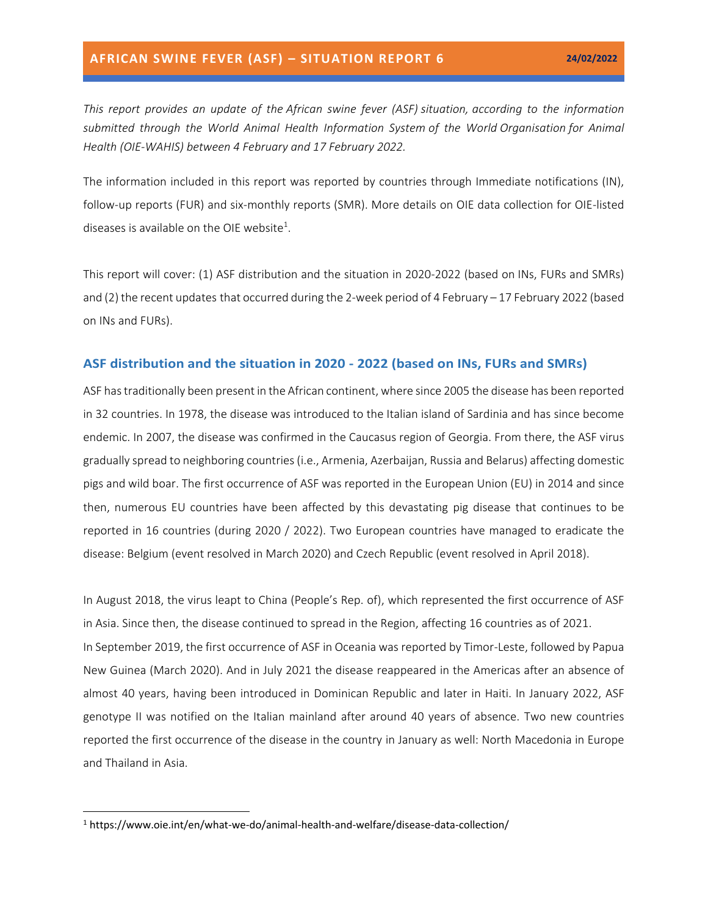# AFRICAN SWINE FEVER (ASF) – SITUATION REPORT 6

**24/02/2022**

*This report provides an update of the African swine fever (ASF) situation, according to the information submitted through the World Animal Health Information System of the World Organisation for Animal Health (OIE-WAHIS) between 4 February and 17 February 2022.*

The information included in this report was reported by countries through Immediate notifications (IN), follow-up reports (FUR) and six-monthly reports (SMR). More details on OIE data collection for OIE-listed diseases is available on the OIE website[1].

This report will cover: (1) ASF distribution and the situation in 2020-2022 (based on INs, FURs and SMRs) and (2) the recent updates that occurred during the 2-week period of 4 February – 17 February 2022 (based on INs and FURs).

## ASF distribution and the situation in 2020 - 2022 (based on INs, FURs and SMRs)

ASF has traditionally been present in the African continent, where since 2005 the disease has been reported in 32 countries. In 1978, the disease was introduced to the Italian island of Sardinia and has since become endemic. In 2007, the disease was confirmed in the Caucasus region of Georgia. From there, the ASF virus gradually spread to neighboring countries (i.e., Armenia, Azerbaijan, Russia and Belarus) affecting domestic pigs and wild boar. The first occurrence of ASF was reported in the European Union (EU) in 2014 and since then, numerous EU countries have been affected by this devastating pig disease that continues to be reported in 16 countries (during 2020 / 2022). Two European countries have managed to eradicate the disease: Belgium (event resolved in March 2020) and Czech Republic (event resolved in April 2018).

In August 2018, the virus leapt to China (People's Rep. of), which represented the first occurrence of ASF in Asia. Since then, the disease continued to spread in the Region, affecting 16 countries as of 2021. In September 2019, the first occurrence of ASF in Oceania was reported by Timor-Leste, followed by Papua New Guinea (March 2020). And in July 2021 the disease reappeared in the Americas after an absence of almost 40 years, having been introduced in Dominican Republic and later in Haiti. In January 2022, ASF genotype II was notified on the Italian mainland after around 40 years of absence. Two new countries reported the first occurrence of the disease in the country in January as well: North Macedonia in Europe and Thailand in Asia.

---

[1] https://www.oie.int/en/what-we-do/animal-health-and-welfare/disease-data-collection/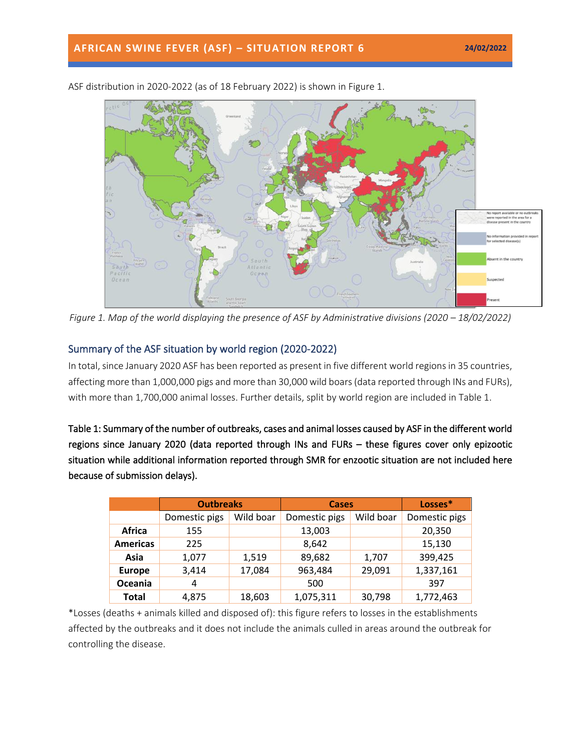ASF distribution in 2020-2022 (as of 18 February 2022) is shown in Figure 1.

*Figure 1. Map of the world displaying the presence of ASF by Administrative divisions (2020 – 18/02/2022)*

## Summary of the ASF situation by world region (2020-2022)

In total, since January 2020 ASF has been reported as present in five different world regions in 35 countries, affecting more than 1,000,000 pigs and more than 30,000 wild boars (data reported through INs and FURs), with more than 1,700,000 animal losses. Further details, split by world region are included in Table 1.

**Table 1: Summary of the number of outbreaks, cases and animal losses caused by ASF in the different world regions since January 2020 (data reported through INs and FURs – these figures cover only epizootic situation while additional information reported through SMR for enzootic situation are not included here because of submission delays).**

| | **Outbreaks** | | **Cases** | | **Losses*** |
|---|---|---|---|---|---|
| | Domestic pigs | Wild boar | Domestic pigs | Wild boar | Domestic pigs |
| **Africa** | 155 | | 13,003 | | 20,350 |
| **Americas** | 225 | | 8,642 | | 15,130 |
| **Asia** | 1,077 | 1,519 | 89,682 | 1,707 | 399,425 |
| **Europe** | 3,414 | 17,084 | 963,484 | 29,091 | 1,337,161 |
| **Oceania** | 4 | | 500 | | 397 |
| **Total** | 4,875 | 18,603 | 1,075,311 | 30,798 | 1,772,463 |

*Losses (deaths + animals killed and disposed of): this figure refers to losses in the establishments affected by the outbreaks and it does not include the animals culled in areas around the outbreak for controlling the disease.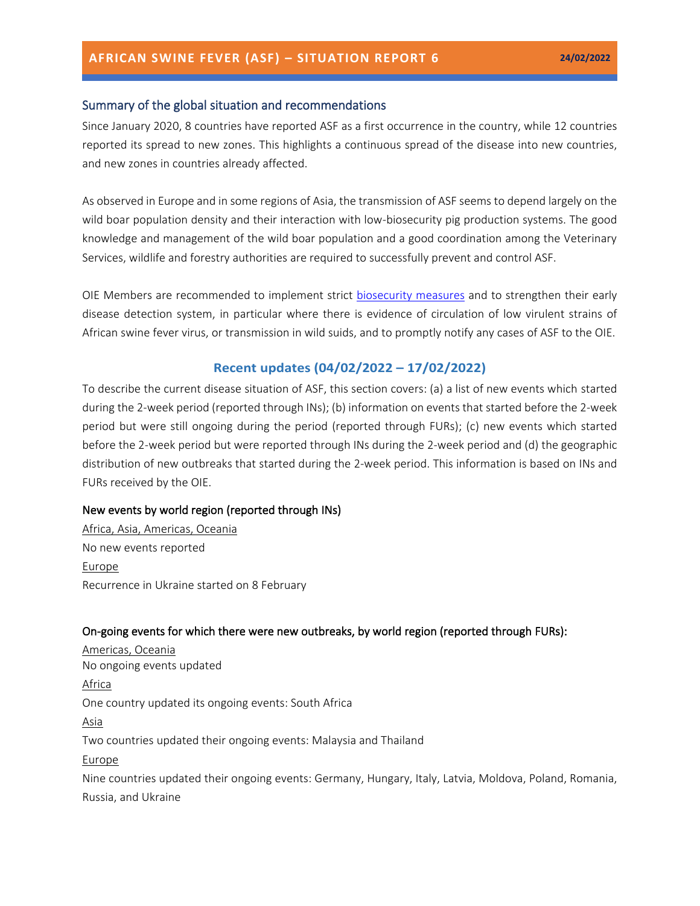## Summary of the global situation and recommendations

Since January 2020, 8 countries have reported ASF as a first occurrence in the country, while 12 countries reported its spread to new zones. This highlights a continuous spread of the disease into new countries, and new zones in countries already affected.

As observed in Europe and in some regions of Asia, the transmission of ASF seems to depend largely on the wild boar population density and their interaction with low-biosecurity pig production systems. The good knowledge and management of the wild boar population and a good coordination among the Veterinary Services, wildlife and forestry authorities are required to successfully prevent and control ASF.

OIE Members are recommended to implement strict biosecurity measures and to strengthen their early disease detection system, in particular where there is evidence of circulation of low virulent strains of African swine fever virus, or transmission in wild suids, and to promptly notify any cases of ASF to the OIE.

## Recent updates (04/02/2022 – 17/02/2022)

To describe the current disease situation of ASF, this section covers: (a) a list of new events which started during the 2-week period (reported through INs); (b) information on events that started before the 2-week period but were still ongoing during the period (reported through FURs); (c) new events which started before the 2-week period but were reported through INs during the 2-week period and (d) the geographic distribution of new outbreaks that started during the 2-week period. This information is based on INs and FURs received by the OIE.

### New events by world region (reported through INs)

Africa, Asia, Americas, Oceania

No new events reported

Europe

Recurrence in Ukraine started on 8 February

### On-going events for which there were new outbreaks, by world region (reported through FURs):

Americas, Oceania

No ongoing events updated

Africa

One country updated its ongoing events: South Africa

Asia

Two countries updated their ongoing events: Malaysia and Thailand

Europe

Nine countries updated their ongoing events: Germany, Hungary, Italy, Latvia, Moldova, Poland, Romania, Russia, and Ukraine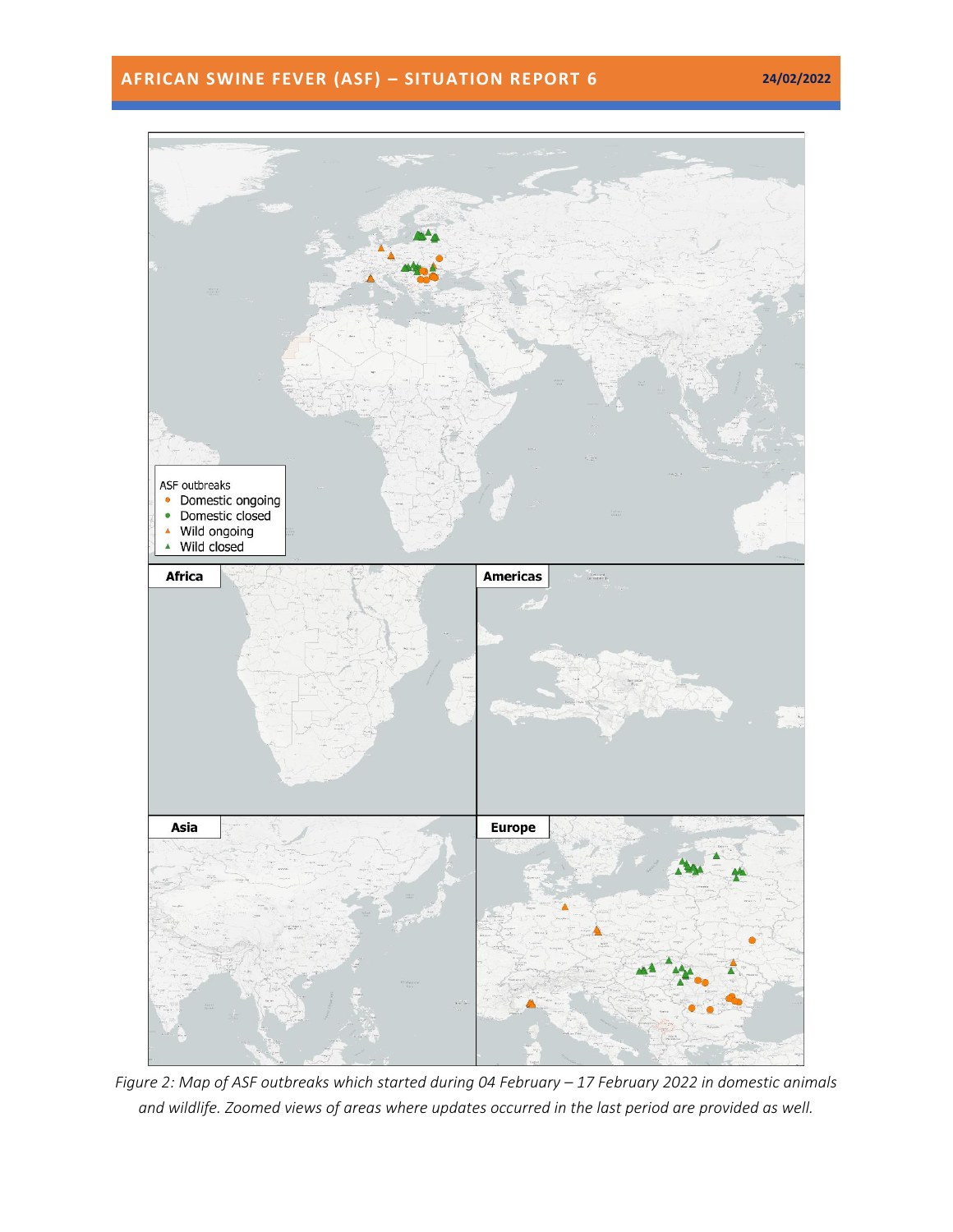*Figure 2: Map of ASF outbreaks which started during 04 February – 17 February 2022 in domestic animals and wildlife. Zoomed views of areas where updates occurred in the last period are provided as well.*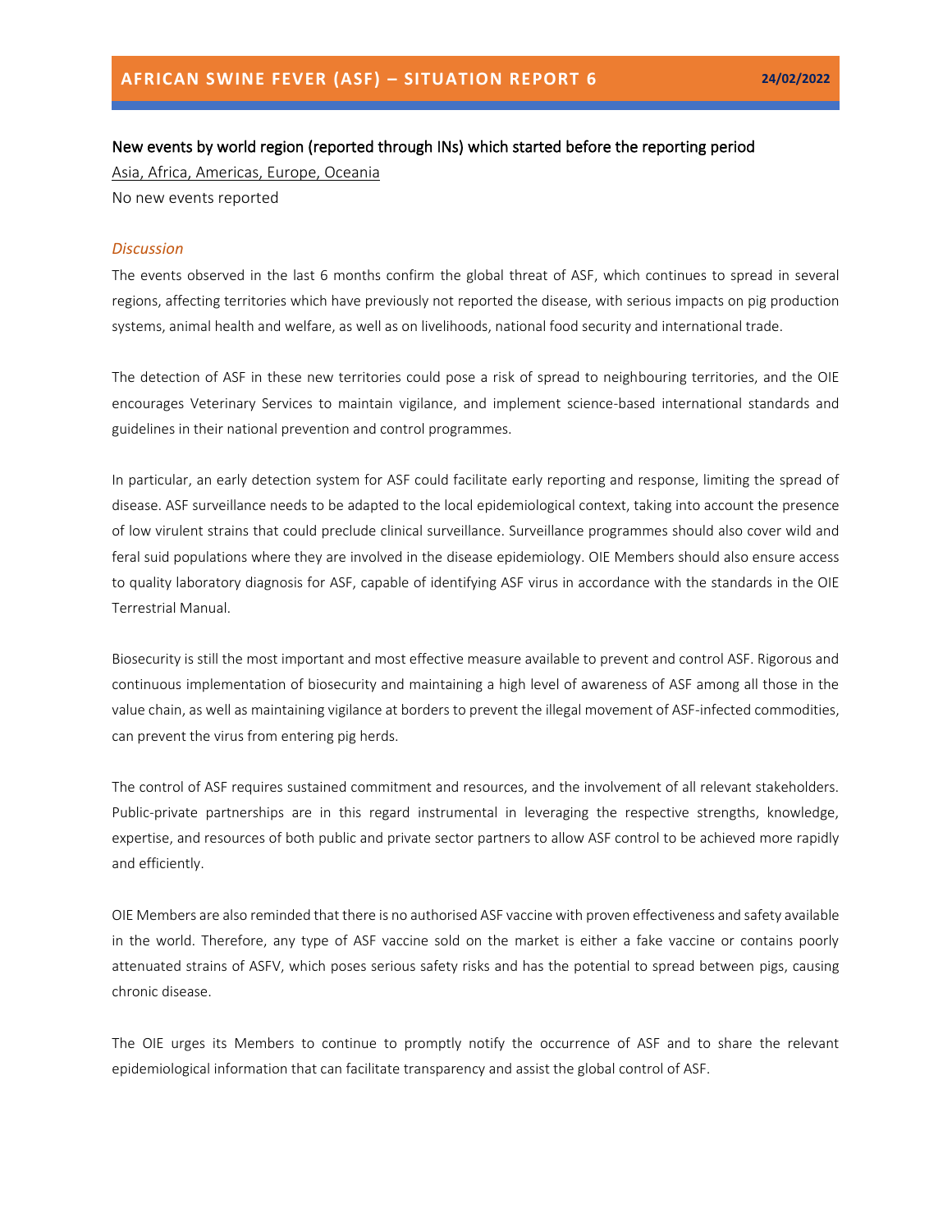New events by world region (reported through INs) which started before the reporting period

Asia, Africa, Americas, Europe, Oceania

No new events reported

*Discussion*

The events observed in the last 6 months confirm the global threat of ASF, which continues to spread in several regions, affecting territories which have previously not reported the disease, with serious impacts on pig production systems, animal health and welfare, as well as on livelihoods, national food security and international trade.

The detection of ASF in these new territories could pose a risk of spread to neighbouring territories, and the OIE encourages Veterinary Services to maintain vigilance, and implement science-based international standards and guidelines in their national prevention and control programmes.

In particular, an early detection system for ASF could facilitate early reporting and response, limiting the spread of disease. ASF surveillance needs to be adapted to the local epidemiological context, taking into account the presence of low virulent strains that could preclude clinical surveillance. Surveillance programmes should also cover wild and feral suid populations where they are involved in the disease epidemiology. OIE Members should also ensure access to quality laboratory diagnosis for ASF, capable of identifying ASF virus in accordance with the standards in the OIE Terrestrial Manual.

Biosecurity is still the most important and most effective measure available to prevent and control ASF. Rigorous and continuous implementation of biosecurity and maintaining a high level of awareness of ASF among all those in the value chain, as well as maintaining vigilance at borders to prevent the illegal movement of ASF-infected commodities, can prevent the virus from entering pig herds.

The control of ASF requires sustained commitment and resources, and the involvement of all relevant stakeholders. Public-private partnerships are in this regard instrumental in leveraging the respective strengths, knowledge, expertise, and resources of both public and private sector partners to allow ASF control to be achieved more rapidly and efficiently.

OIE Members are also reminded that there is no authorised ASF vaccine with proven effectiveness and safety available in the world. Therefore, any type of ASF vaccine sold on the market is either a fake vaccine or contains poorly attenuated strains of ASFV, which poses serious safety risks and has the potential to spread between pigs, causing chronic disease.

The OIE urges its Members to continue to promptly notify the occurrence of ASF and to share the relevant epidemiological information that can facilitate transparency and assist the global control of ASF.